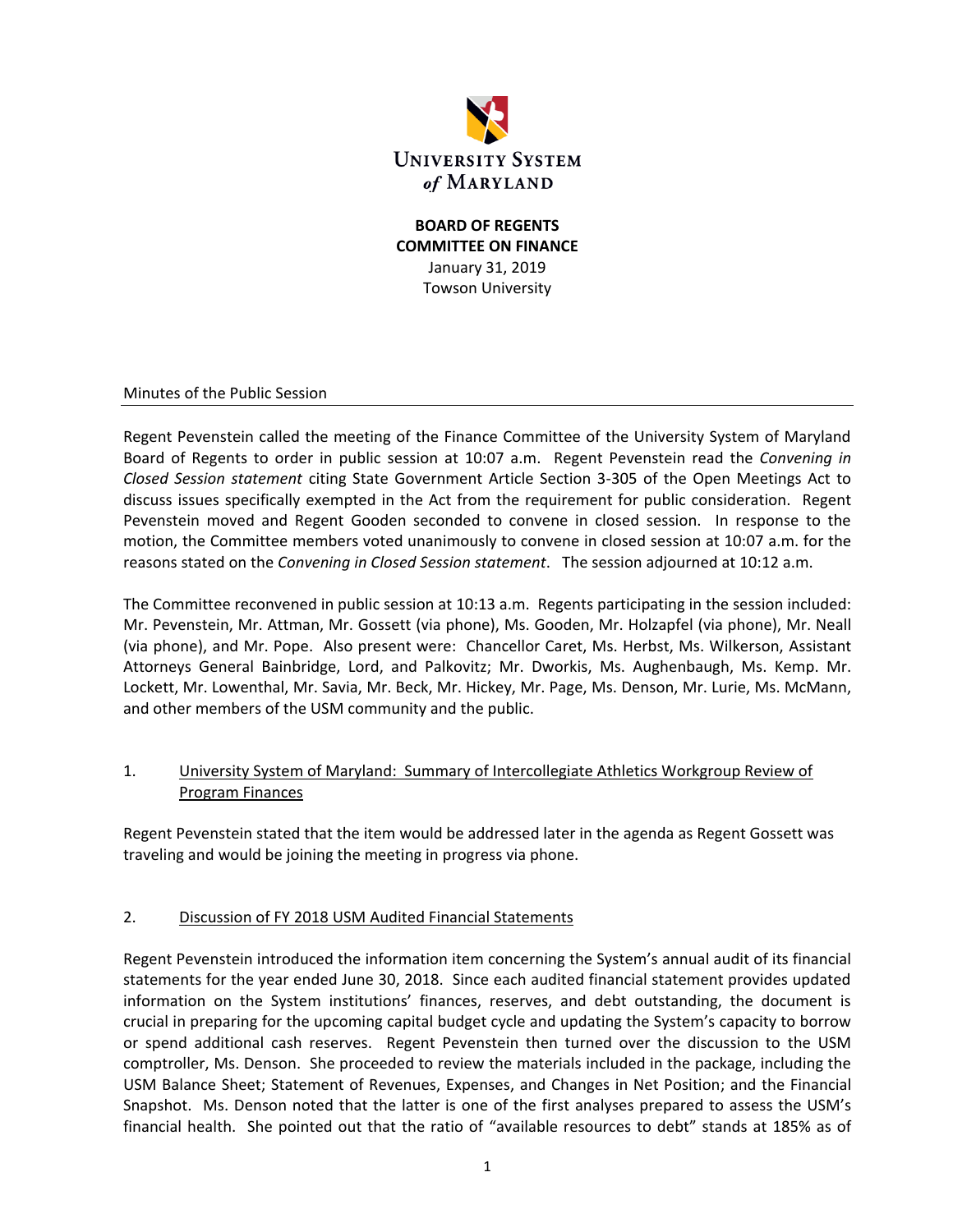UNIVERSITY SYSTEM *of* MARYLAND

**BOARD OF REGENTS**
**COMMITTEE ON FINANCE**
January 31, 2019
Towson University

Minutes of the Public Session

Regent Pevenstein called the meeting of the Finance Committee of the University System of Maryland Board of Regents to order in public session at 10:07 a.m. Regent Pevenstein read the *Convening in Closed Session statement* citing State Government Article Section 3-305 of the Open Meetings Act to discuss issues specifically exempted in the Act from the requirement for public consideration. Regent Pevenstein moved and Regent Gooden seconded to convene in closed session. In response to the motion, the Committee members voted unanimously to convene in closed session at 10:07 a.m. for the reasons stated on the *Convening in Closed Session statement*. The session adjourned at 10:12 a.m.

The Committee reconvened in public session at 10:13 a.m. Regents participating in the session included: Mr. Pevenstein, Mr. Attman, Mr. Gossett (via phone), Ms. Gooden, Mr. Holzapfel (via phone), Mr. Neall (via phone), and Mr. Pope. Also present were: Chancellor Caret, Ms. Herbst, Ms. Wilkerson, Assistant Attorneys General Bainbridge, Lord, and Palkovitz; Mr. Dworkis, Ms. Aughenbaugh, Ms. Kemp. Mr. Lockett, Mr. Lowenthal, Mr. Savia, Mr. Beck, Mr. Hickey, Mr. Page, Ms. Denson, Mr. Lurie, Ms. McMann, and other members of the USM community and the public.

1. University System of Maryland: Summary of Intercollegiate Athletics Workgroup Review of Program Finances

Regent Pevenstein stated that the item would be addressed later in the agenda as Regent Gossett was traveling and would be joining the meeting in progress via phone.

2. Discussion of FY 2018 USM Audited Financial Statements

Regent Pevenstein introduced the information item concerning the System's annual audit of its financial statements for the year ended June 30, 2018. Since each audited financial statement provides updated information on the System institutions' finances, reserves, and debt outstanding, the document is crucial in preparing for the upcoming capital budget cycle and updating the System's capacity to borrow or spend additional cash reserves. Regent Pevenstein then turned over the discussion to the USM comptroller, Ms. Denson. She proceeded to review the materials included in the package, including the USM Balance Sheet; Statement of Revenues, Expenses, and Changes in Net Position; and the Financial Snapshot. Ms. Denson noted that the latter is one of the first analyses prepared to assess the USM's financial health. She pointed out that the ratio of "available resources to debt" stands at 185% as of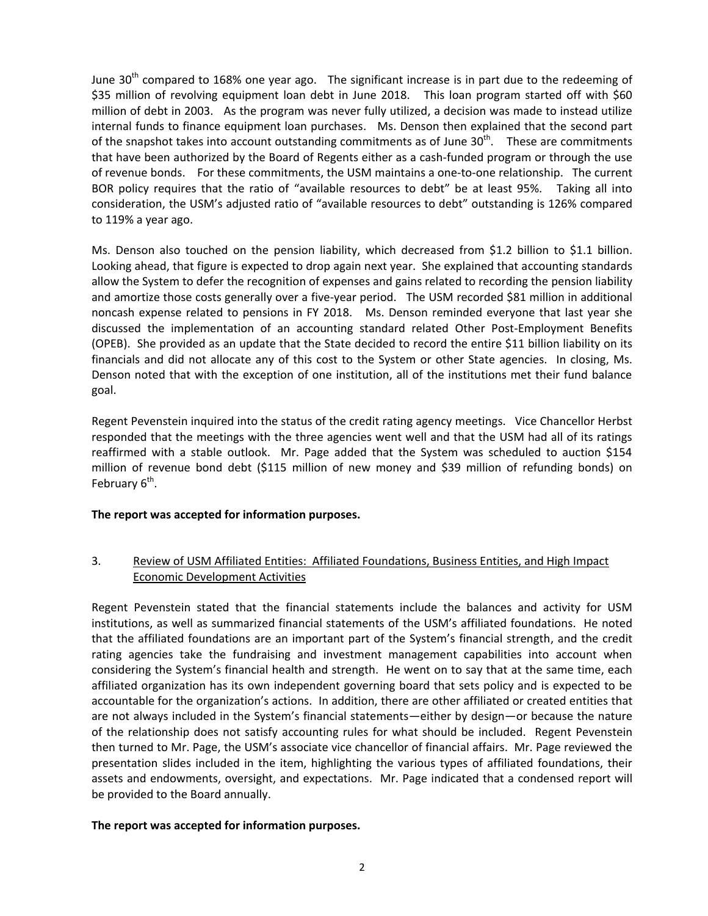June 30th compared to 168% one year ago. The significant increase is in part due to the redeeming of $35 million of revolving equipment loan debt in June 2018. This loan program started off with $60 million of debt in 2003. As the program was never fully utilized, a decision was made to instead utilize internal funds to finance equipment loan purchases. Ms. Denson then explained that the second part of the snapshot takes into account outstanding commitments as of June 30th. These are commitments that have been authorized by the Board of Regents either as a cash-funded program or through the use of revenue bonds. For these commitments, the USM maintains a one-to-one relationship. The current BOR policy requires that the ratio of "available resources to debt" be at least 95%. Taking all into consideration, the USM's adjusted ratio of "available resources to debt" outstanding is 126% compared to 119% a year ago.

Ms. Denson also touched on the pension liability, which decreased from $1.2 billion to $1.1 billion. Looking ahead, that figure is expected to drop again next year. She explained that accounting standards allow the System to defer the recognition of expenses and gains related to recording the pension liability and amortize those costs generally over a five-year period. The USM recorded $81 million in additional noncash expense related to pensions in FY 2018. Ms. Denson reminded everyone that last year she discussed the implementation of an accounting standard related Other Post-Employment Benefits (OPEB). She provided as an update that the State decided to record the entire $11 billion liability on its financials and did not allocate any of this cost to the System or other State agencies. In closing, Ms. Denson noted that with the exception of one institution, all of the institutions met their fund balance goal.

Regent Pevenstein inquired into the status of the credit rating agency meetings. Vice Chancellor Herbst responded that the meetings with the three agencies went well and that the USM had all of its ratings reaffirmed with a stable outlook. Mr. Page added that the System was scheduled to auction $154 million of revenue bond debt ($115 million of new money and $39 million of refunding bonds) on February 6th.

**The report was accepted for information purposes.**

3. Review of USM Affiliated Entities: Affiliated Foundations, Business Entities, and High Impact Economic Development Activities

Regent Pevenstein stated that the financial statements include the balances and activity for USM institutions, as well as summarized financial statements of the USM's affiliated foundations. He noted that the affiliated foundations are an important part of the System's financial strength, and the credit rating agencies take the fundraising and investment management capabilities into account when considering the System's financial health and strength. He went on to say that at the same time, each affiliated organization has its own independent governing board that sets policy and is expected to be accountable for the organization's actions. In addition, there are other affiliated or created entities that are not always included in the System's financial statements—either by design—or because the nature of the relationship does not satisfy accounting rules for what should be included. Regent Pevenstein then turned to Mr. Page, the USM's associate vice chancellor of financial affairs. Mr. Page reviewed the presentation slides included in the item, highlighting the various types of affiliated foundations, their assets and endowments, oversight, and expectations. Mr. Page indicated that a condensed report will be provided to the Board annually.

**The report was accepted for information purposes.**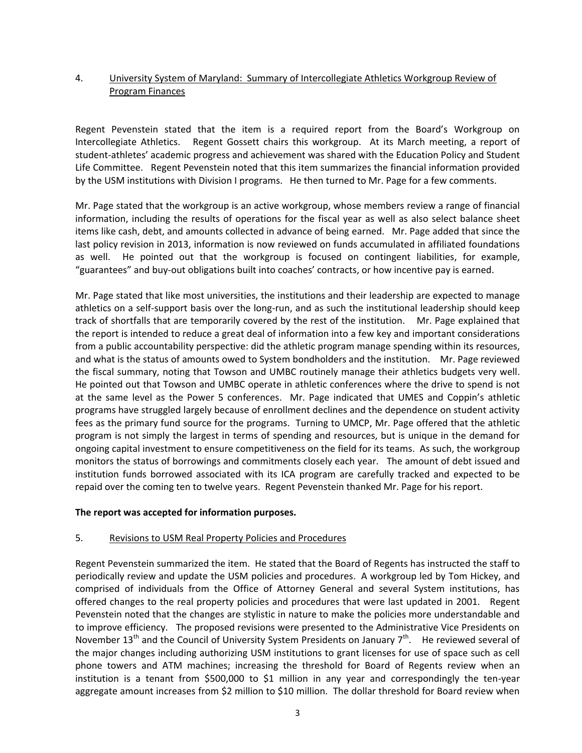4. University System of Maryland: Summary of Intercollegiate Athletics Workgroup Review of Program Finances

Regent Pevenstein stated that the item is a required report from the Board's Workgroup on Intercollegiate Athletics. Regent Gossett chairs this workgroup. At its March meeting, a report of student-athletes' academic progress and achievement was shared with the Education Policy and Student Life Committee. Regent Pevenstein noted that this item summarizes the financial information provided by the USM institutions with Division I programs. He then turned to Mr. Page for a few comments.

Mr. Page stated that the workgroup is an active workgroup, whose members review a range of financial information, including the results of operations for the fiscal year as well as also select balance sheet items like cash, debt, and amounts collected in advance of being earned. Mr. Page added that since the last policy revision in 2013, information is now reviewed on funds accumulated in affiliated foundations as well. He pointed out that the workgroup is focused on contingent liabilities, for example, "guarantees" and buy-out obligations built into coaches' contracts, or how incentive pay is earned.

Mr. Page stated that like most universities, the institutions and their leadership are expected to manage athletics on a self-support basis over the long-run, and as such the institutional leadership should keep track of shortfalls that are temporarily covered by the rest of the institution. Mr. Page explained that the report is intended to reduce a great deal of information into a few key and important considerations from a public accountability perspective: did the athletic program manage spending within its resources, and what is the status of amounts owed to System bondholders and the institution. Mr. Page reviewed the fiscal summary, noting that Towson and UMBC routinely manage their athletics budgets very well. He pointed out that Towson and UMBC operate in athletic conferences where the drive to spend is not at the same level as the Power 5 conferences. Mr. Page indicated that UMES and Coppin's athletic programs have struggled largely because of enrollment declines and the dependence on student activity fees as the primary fund source for the programs. Turning to UMCP, Mr. Page offered that the athletic program is not simply the largest in terms of spending and resources, but is unique in the demand for ongoing capital investment to ensure competitiveness on the field for its teams. As such, the workgroup monitors the status of borrowings and commitments closely each year. The amount of debt issued and institution funds borrowed associated with its ICA program are carefully tracked and expected to be repaid over the coming ten to twelve years. Regent Pevenstein thanked Mr. Page for his report.

**The report was accepted for information purposes.**

5. Revisions to USM Real Property Policies and Procedures

Regent Pevenstein summarized the item. He stated that the Board of Regents has instructed the staff to periodically review and update the USM policies and procedures. A workgroup led by Tom Hickey, and comprised of individuals from the Office of Attorney General and several System institutions, has offered changes to the real property policies and procedures that were last updated in 2001. Regent Pevenstein noted that the changes are stylistic in nature to make the policies more understandable and to improve efficiency. The proposed revisions were presented to the Administrative Vice Presidents on November 13th and the Council of University System Presidents on January 7th. He reviewed several of the major changes including authorizing USM institutions to grant licenses for use of space such as cell phone towers and ATM machines; increasing the threshold for Board of Regents review when an institution is a tenant from $500,000 to $1 million in any year and correspondingly the ten-year aggregate amount increases from $2 million to $10 million. The dollar threshold for Board review when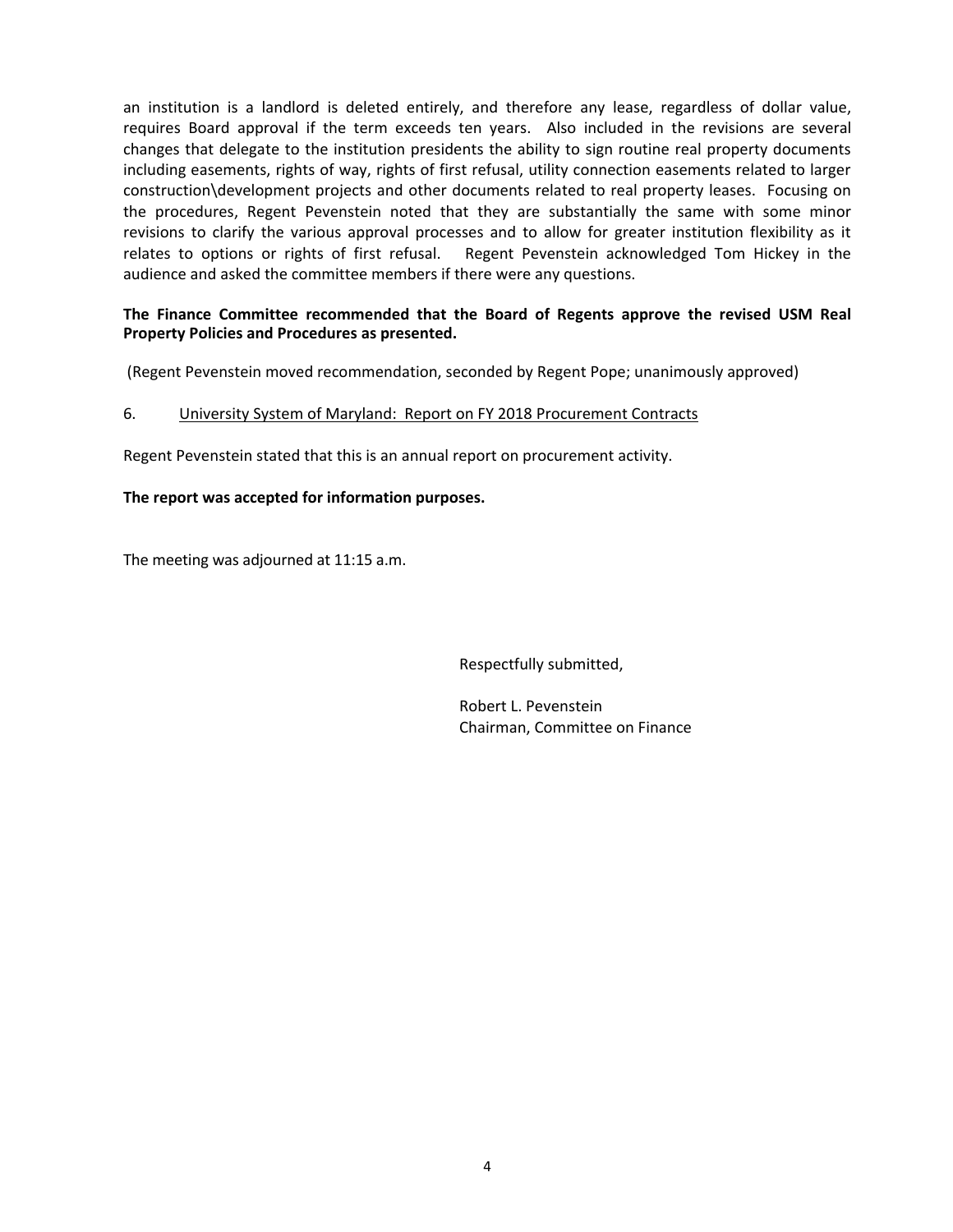an institution is a landlord is deleted entirely, and therefore any lease, regardless of dollar value, requires Board approval if the term exceeds ten years. Also included in the revisions are several changes that delegate to the institution presidents the ability to sign routine real property documents including easements, rights of way, rights of first refusal, utility connection easements related to larger construction\development projects and other documents related to real property leases. Focusing on the procedures, Regent Pevenstein noted that they are substantially the same with some minor revisions to clarify the various approval processes and to allow for greater institution flexibility as it relates to options or rights of first refusal. Regent Pevenstein acknowledged Tom Hickey in the audience and asked the committee members if there were any questions.

**The Finance Committee recommended that the Board of Regents approve the revised USM Real Property Policies and Procedures as presented.**

(Regent Pevenstein moved recommendation, seconded by Regent Pope; unanimously approved)

6. <u>University System of Maryland: Report on FY 2018 Procurement Contracts</u>

Regent Pevenstein stated that this is an annual report on procurement activity.

**The report was accepted for information purposes.**

The meeting was adjourned at 11:15 a.m.

Respectfully submitted,

Robert L. Pevenstein
Chairman, Committee on Finance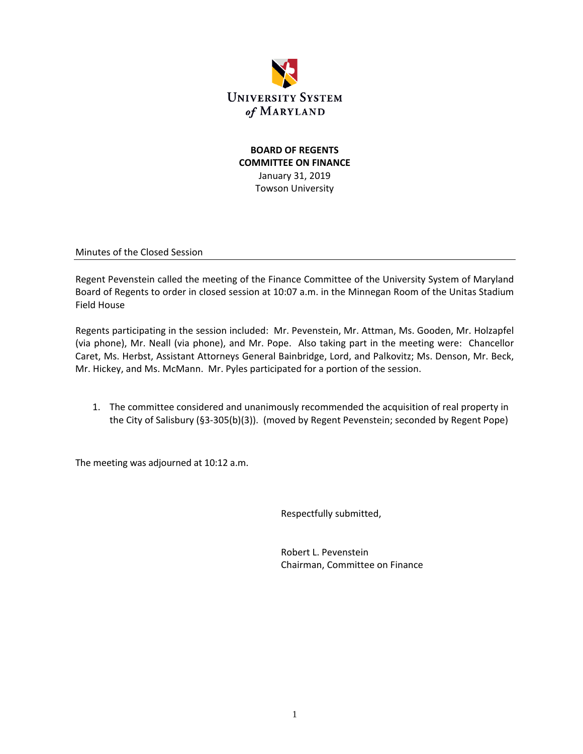UNIVERSITY SYSTEM
*of* MARYLAND

**BOARD OF REGENTS**
**COMMITTEE ON FINANCE**
January 31, 2019
Towson University

Minutes of the Closed Session

---

Regent Pevenstein called the meeting of the Finance Committee of the University System of Maryland Board of Regents to order in closed session at 10:07 a.m. in the Minnegan Room of the Unitas Stadium Field House

Regents participating in the session included: Mr. Pevenstein, Mr. Attman, Ms. Gooden, Mr. Holzapfel (via phone), Mr. Neall (via phone), and Mr. Pope. Also taking part in the meeting were: Chancellor Caret, Ms. Herbst, Assistant Attorneys General Bainbridge, Lord, and Palkovitz; Ms. Denson, Mr. Beck, Mr. Hickey, and Ms. McMann. Mr. Pyles participated for a portion of the session.

1. The committee considered and unanimously recommended the acquisition of real property in the City of Salisbury (§3-305(b)(3)). (moved by Regent Pevenstein; seconded by Regent Pope)

The meeting was adjourned at 10:12 a.m.

Respectfully submitted,

Robert L. Pevenstein
Chairman, Committee on Finance